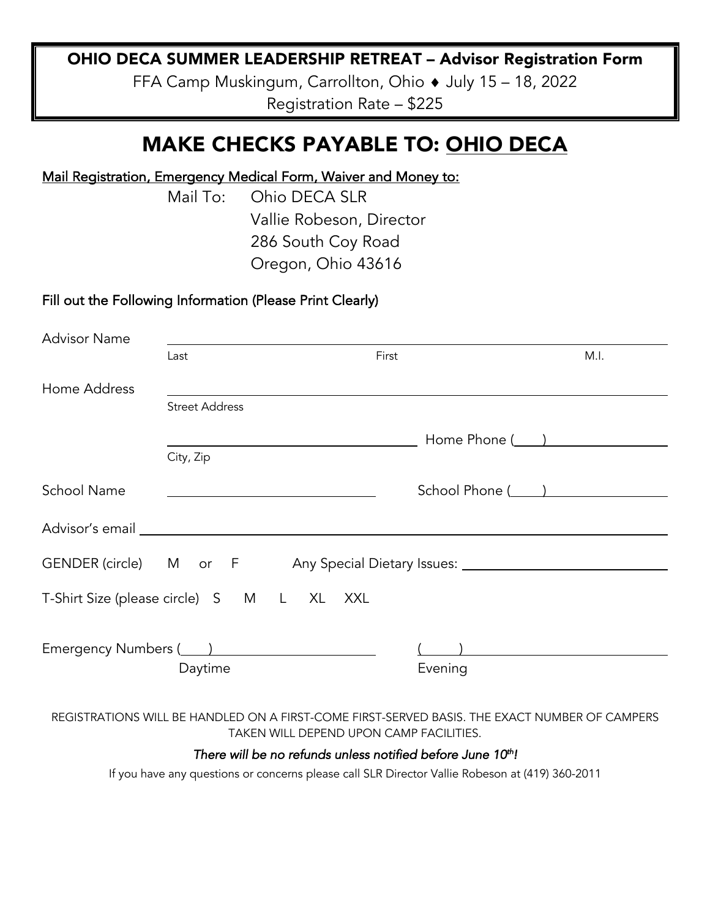# OHIO DECA SUMMER LEADERSHIP RETREAT – Advisor Registration Form

FFA Camp Muskingum, Carrollton, Ohio ♦ July 15 – 18, 2022

Registration Rate – $225

## MAKE CHECKS PAYABLE TO: OHIO DECA

**Mail Registration, Emergency Medical Form, Waiver and Money to:**

Mail To: Ohio DECA SLR
Vallie Robeson, Director
286 South Coy Road
Oregon, Ohio 43616

**Fill out the Following Information (Please Print Clearly)**

Advisor Name ______________________________________________
Last First M.I.

Home Address ______________________________________________
Street Address

______________________________ Home Phone (___) ______________
City, Zip

School Name ______________________ School Phone (___) ______________

Advisor's email ______________________________________________

GENDER (circle) M or F Any Special Dietary Issues: ______________________

T-Shirt Size (please circle) S M L XL XXL

Emergency Numbers (___) ______________________ (___) ______________________
Daytime Evening

REGISTRATIONS WILL BE HANDLED ON A FIRST-COME FIRST-SERVED BASIS. THE EXACT NUMBER OF CAMPERS TAKEN WILL DEPEND UPON CAMP FACILITIES.

*There will be no refunds unless notified before June 10th!*

If you have any questions or concerns please call SLR Director Vallie Robeson at (419) 360-2011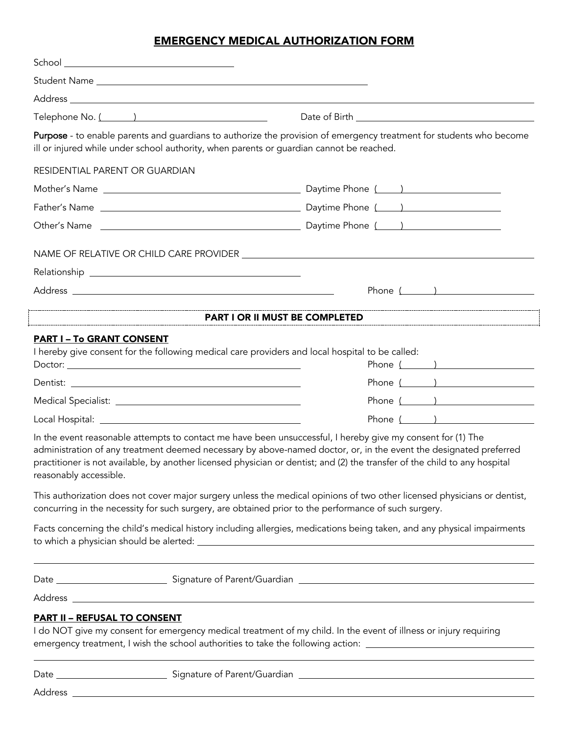# EMERGENCY MEDICAL AUTHORIZATION FORM

School ______________________________

Student Name ______________________________________________

Address ________________________________________________________________

Telephone No. (______) ______________________ Date of Birth ______________________________

**Purpose** - to enable parents and guardians to authorize the provision of emergency treatment for students who become ill or injured while under school authority, when parents or guardian cannot be reached.

RESIDENTIAL PARENT OR GUARDIAN

Mother's Name ______________________________ Daytime Phone (____) ________________

Father's Name ______________________________ Daytime Phone (____) ________________

Other's Name ______________________________ Daytime Phone (____) ________________

NAME OF RELATIVE OR CHILD CARE PROVIDER ______________________________________

Relationship ______________________________

Address ______________________________________ Phone (______) ________________

**PART I OR II MUST BE COMPLETED**

## PART I – To GRANT CONSENT

I hereby give consent for the following medical care providers and local hospital to be called:

Doctor: ______________________________ Phone (______) ________________

Dentist: ______________________________ Phone (______) ________________

Medical Specialist: ______________________________ Phone (______) ________________

Local Hospital: ______________________________ Phone (______) ________________

In the event reasonable attempts to contact me have been unsuccessful, I hereby give my consent for (1) The administration of any treatment deemed necessary by above-named doctor, or, in the event the designated preferred practitioner is not available, by another licensed physician or dentist; and (2) the transfer of the child to any hospital reasonably accessible.

This authorization does not cover major surgery unless the medical opinions of two other licensed physicians or dentist, concurring in the necessity for such surgery, are obtained prior to the performance of such surgery.

Facts concerning the child's medical history including allergies, medications being taken, and any physical impairments to which a physician should be alerted: ______________________________________________

________________________________________________________________

Date ____________________ Signature of Parent/Guardian ______________________________________

Address ________________________________________________________________

## PART II – REFUSAL TO CONSENT

I do NOT give my consent for emergency medical treatment of my child. In the event of illness or injury requiring emergency treatment, I wish the school authorities to take the following action: ______________________________

________________________________________________________________

Date ____________________ Signature of Parent/Guardian ______________________________________

Address ________________________________________________________________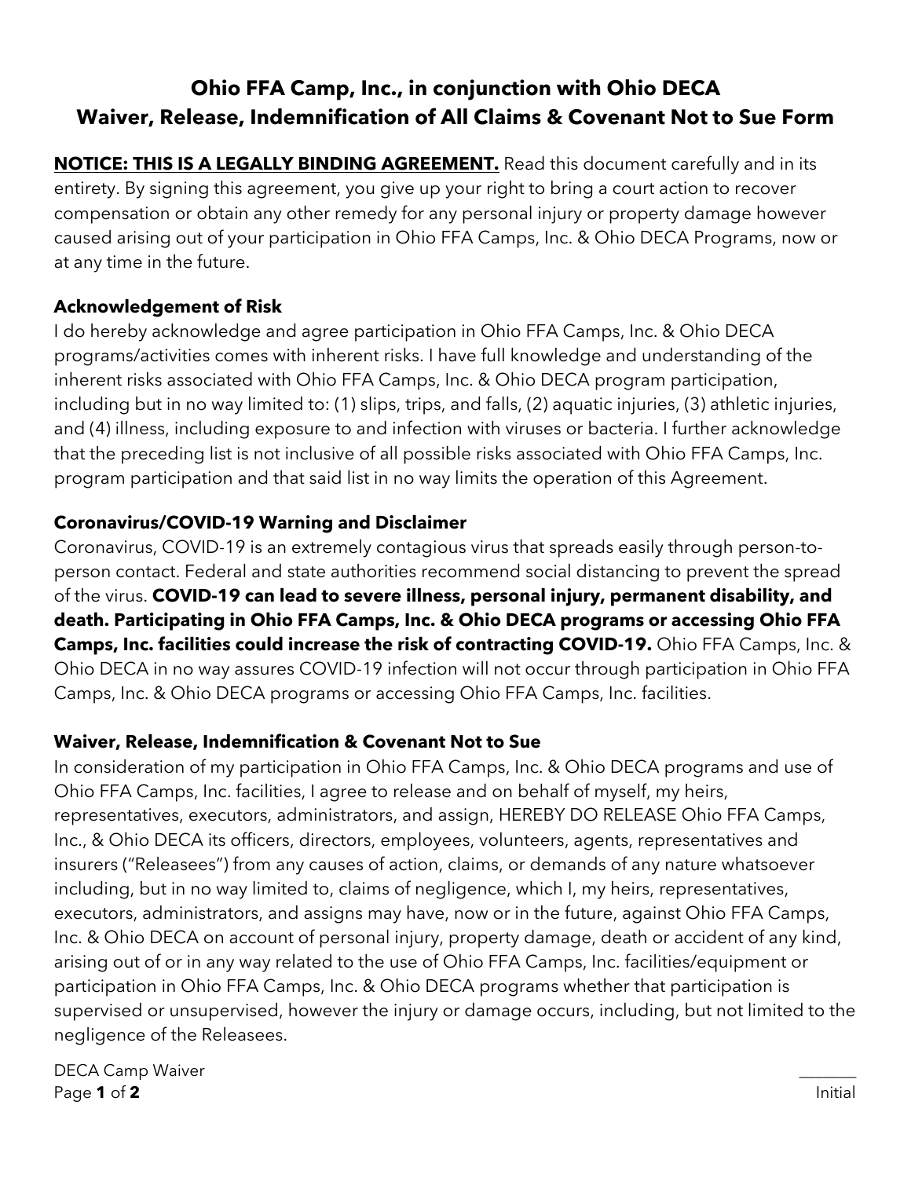# Ohio FFA Camp, Inc., in conjunction with Ohio DECA
# Waiver, Release, Indemnification of All Claims & Covenant Not to Sue Form

**NOTICE: THIS IS A LEGALLY BINDING AGREEMENT.** Read this document carefully and in its entirety. By signing this agreement, you give up your right to bring a court action to recover compensation or obtain any other remedy for any personal injury or property damage however caused arising out of your participation in Ohio FFA Camps, Inc. & Ohio DECA Programs, now or at any time in the future.

### Acknowledgement of Risk

I do hereby acknowledge and agree participation in Ohio FFA Camps, Inc. & Ohio DECA programs/activities comes with inherent risks. I have full knowledge and understanding of the inherent risks associated with Ohio FFA Camps, Inc. & Ohio DECA program participation, including but in no way limited to: (1) slips, trips, and falls, (2) aquatic injuries, (3) athletic injuries, and (4) illness, including exposure to and infection with viruses or bacteria. I further acknowledge that the preceding list is not inclusive of all possible risks associated with Ohio FFA Camps, Inc. program participation and that said list in no way limits the operation of this Agreement.

### Coronavirus/COVID-19 Warning and Disclaimer

Coronavirus, COVID-19 is an extremely contagious virus that spreads easily through person-to-person contact. Federal and state authorities recommend social distancing to prevent the spread of the virus. **COVID-19 can lead to severe illness, personal injury, permanent disability, and death. Participating in Ohio FFA Camps, Inc. & Ohio DECA programs or accessing Ohio FFA Camps, Inc. facilities could increase the risk of contracting COVID-19.** Ohio FFA Camps, Inc. & Ohio DECA in no way assures COVID-19 infection will not occur through participation in Ohio FFA Camps, Inc. & Ohio DECA programs or accessing Ohio FFA Camps, Inc. facilities.

### Waiver, Release, Indemnification & Covenant Not to Sue

In consideration of my participation in Ohio FFA Camps, Inc. & Ohio DECA programs and use of Ohio FFA Camps, Inc. facilities, I agree to release and on behalf of myself, my heirs, representatives, executors, administrators, and assign, HEREBY DO RELEASE Ohio FFA Camps, Inc., & Ohio DECA its officers, directors, employees, volunteers, agents, representatives and insurers ("Releasees") from any causes of action, claims, or demands of any nature whatsoever including, but in no way limited to, claims of negligence, which I, my heirs, representatives, executors, administrators, and assigns may have, now or in the future, against Ohio FFA Camps, Inc. & Ohio DECA on account of personal injury, property damage, death or accident of any kind, arising out of or in any way related to the use of Ohio FFA Camps, Inc. facilities/equipment or participation in Ohio FFA Camps, Inc. & Ohio DECA programs whether that participation is supervised or unsupervised, however the injury or damage occurs, including, but not limited to the negligence of the Releasees.

DECA Camp Waiver

_______ Initial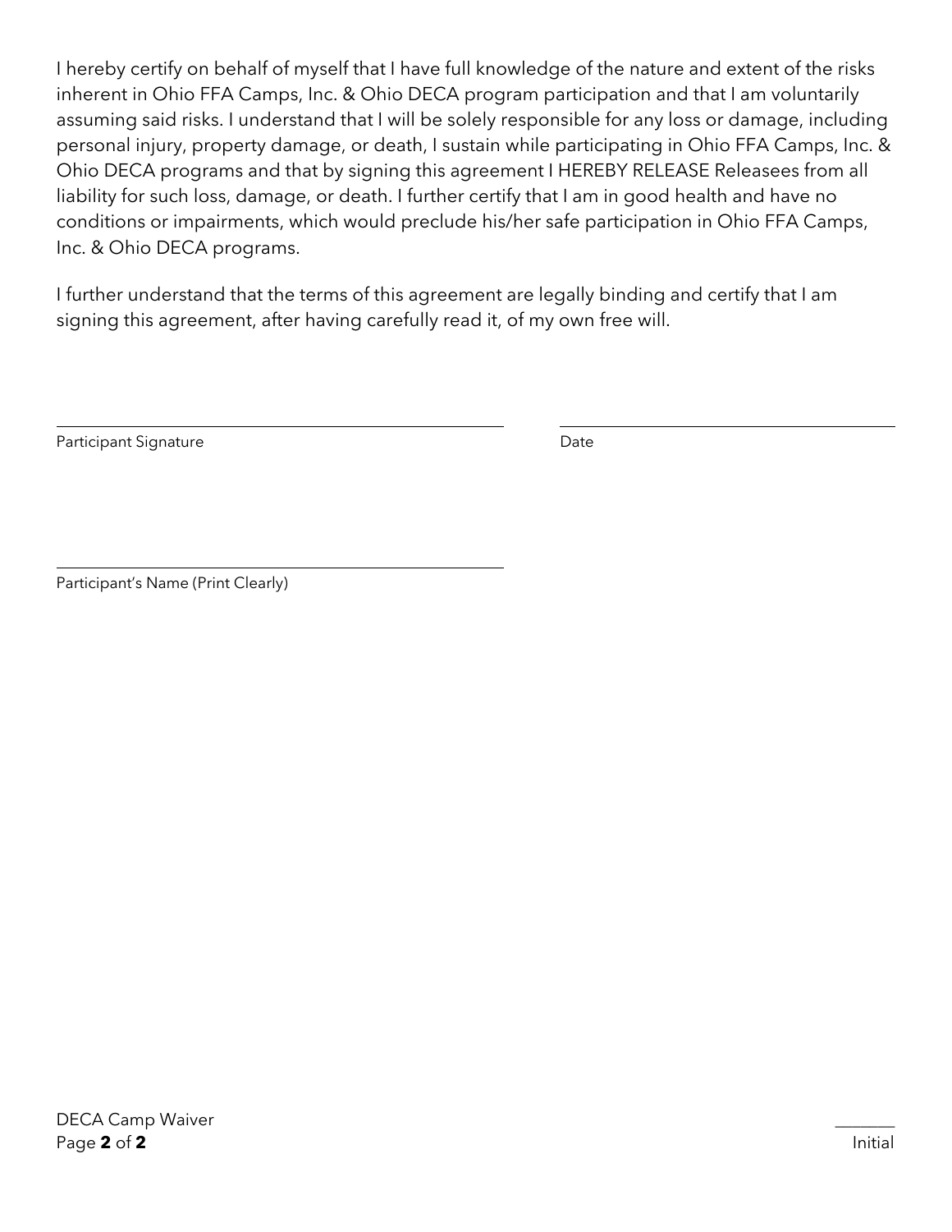I hereby certify on behalf of myself that I have full knowledge of the nature and extent of the risks inherent in Ohio FFA Camps, Inc. & Ohio DECA program participation and that I am voluntarily assuming said risks. I understand that I will be solely responsible for any loss or damage, including personal injury, property damage, or death, I sustain while participating in Ohio FFA Camps, Inc. & Ohio DECA programs and that by signing this agreement I HEREBY RELEASE Releasees from all liability for such loss, damage, or death. I further certify that I am in good health and have no conditions or impairments, which would preclude his/her safe participation in Ohio FFA Camps, Inc. & Ohio DECA programs.

I further understand that the terms of this agreement are legally binding and certify that I am signing this agreement, after having carefully read it, of my own free will.

\_\_\_\_\_\_\_\_\_\_\_\_\_\_\_\_\_\_\_\_\_\_\_\_\_\_\_\_\_\_\_\_\_\_\_\_\_\_\_\_ \_\_\_\_\_\_\_\_\_\_\_\_\_\_\_\_\_\_\_\_\_\_\_\_\_\_\_\_\_\_

Participant Signature Date

\_\_\_\_\_\_\_\_\_\_\_\_\_\_\_\_\_\_\_\_\_\_\_\_\_\_\_\_\_\_\_\_\_\_\_\_\_\_\_\_

Participant's Name (Print Clearly)

\_\_\_\_\_\_\_\_

Initial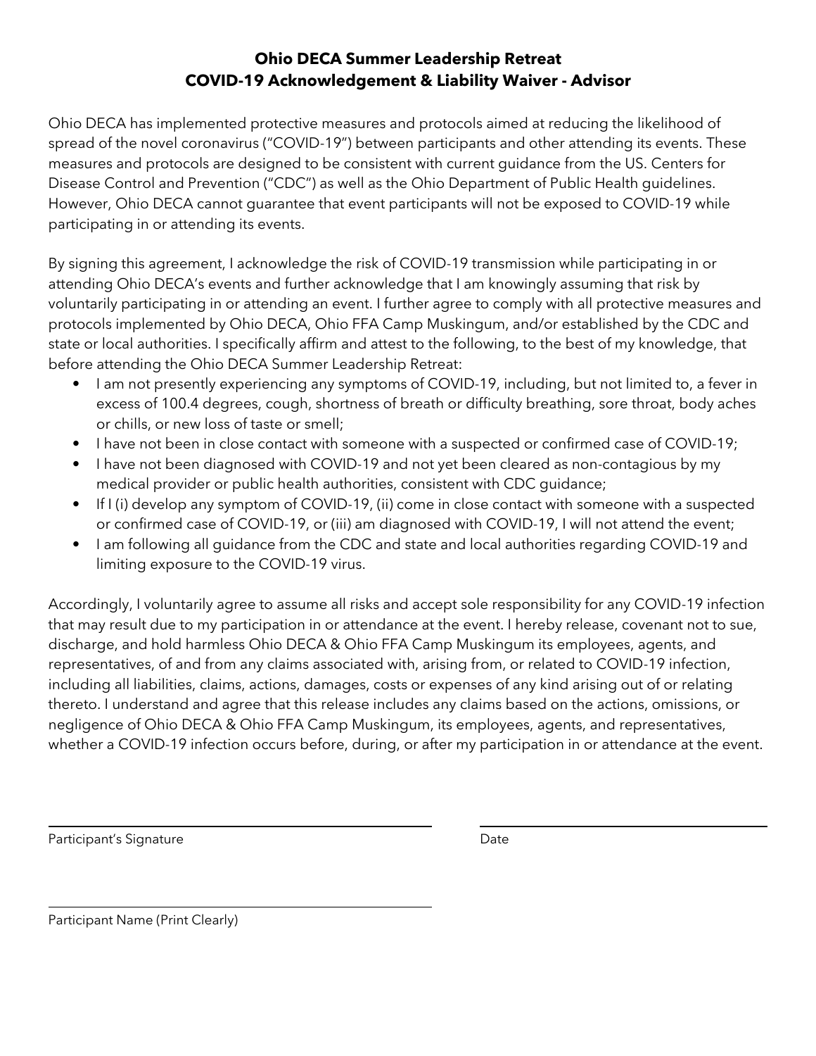# Ohio DECA Summer Leadership Retreat
## COVID-19 Acknowledgement & Liability Waiver - Advisor

Ohio DECA has implemented protective measures and protocols aimed at reducing the likelihood of spread of the novel coronavirus ("COVID-19") between participants and other attending its events. These measures and protocols are designed to be consistent with current guidance from the US. Centers for Disease Control and Prevention ("CDC") as well as the Ohio Department of Public Health guidelines. However, Ohio DECA cannot guarantee that event participants will not be exposed to COVID-19 while participating in or attending its events.

By signing this agreement, I acknowledge the risk of COVID-19 transmission while participating in or attending Ohio DECA's events and further acknowledge that I am knowingly assuming that risk by voluntarily participating in or attending an event. I further agree to comply with all protective measures and protocols implemented by Ohio DECA, Ohio FFA Camp Muskingum, and/or established by the CDC and state or local authorities. I specifically affirm and attest to the following, to the best of my knowledge, that before attending the Ohio DECA Summer Leadership Retreat:

- I am not presently experiencing any symptoms of COVID-19, including, but not limited to, a fever in excess of 100.4 degrees, cough, shortness of breath or difficulty breathing, sore throat, body aches or chills, or new loss of taste or smell;
- I have not been in close contact with someone with a suspected or confirmed case of COVID-19;
- I have not been diagnosed with COVID-19 and not yet been cleared as non-contagious by my medical provider or public health authorities, consistent with CDC guidance;
- If I (i) develop any symptom of COVID-19, (ii) come in close contact with someone with a suspected or confirmed case of COVID-19, or (iii) am diagnosed with COVID-19, I will not attend the event;
- I am following all guidance from the CDC and state and local authorities regarding COVID-19 and limiting exposure to the COVID-19 virus.

Accordingly, I voluntarily agree to assume all risks and accept sole responsibility for any COVID-19 infection that may result due to my participation in or attendance at the event. I hereby release, covenant not to sue, discharge, and hold harmless Ohio DECA & Ohio FFA Camp Muskingum its employees, agents, and representatives, of and from any claims associated with, arising from, or related to COVID-19 infection, including all liabilities, claims, actions, damages, costs or expenses of any kind arising out of or relating thereto. I understand and agree that this release includes any claims based on the actions, omissions, or negligence of Ohio DECA & Ohio FFA Camp Muskingum, its employees, agents, and representatives, whether a COVID-19 infection occurs before, during, or after my participation in or attendance at the event.

______________________________ ______________________

Participant's Signature Date

______________________________

Participant Name (Print Clearly)